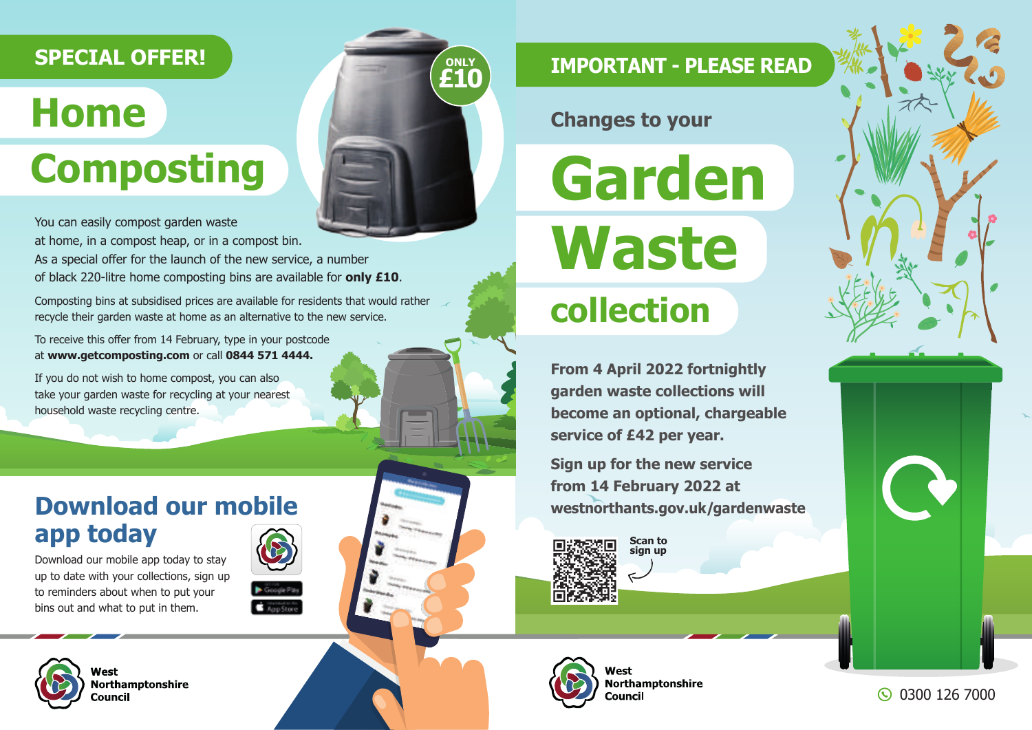**SPECIAL OFFER!**

# Home Composting

**ONLY £10**

You can easily compost garden waste at home, in a compost heap, or in a compost bin.
As a special offer for the launch of the new service, a number of black 220-litre home composting bins are available for **only £10**.

Composting bins at subsidised prices are available for residents that would rather recycle their garden waste at home as an alternative to the new service.

To receive this offer from 14 February, type in your postcode at **www.getcomposting.com** or call **0844 571 4444.**

If you do not wish to home compost, you can also take your garden waste for recycling at your nearest household waste recycling centre.

## Download our mobile app today

Download our mobile app today to stay up to date with your collections, sign up to reminders about when to put your bins out and what to put in them.

West Northamptonshire Council

**IMPORTANT - PLEASE READ**

### Changes to your

# Garden Waste collection

**From 4 April 2022 fortnightly garden waste collections will become an optional, chargeable service of £42 per year.**

**Sign up for the new service from 14 February 2022 at westnorthants.gov.uk/gardenwaste**

**Scan to sign up**

West Northamptonshire Council

0300 126 7000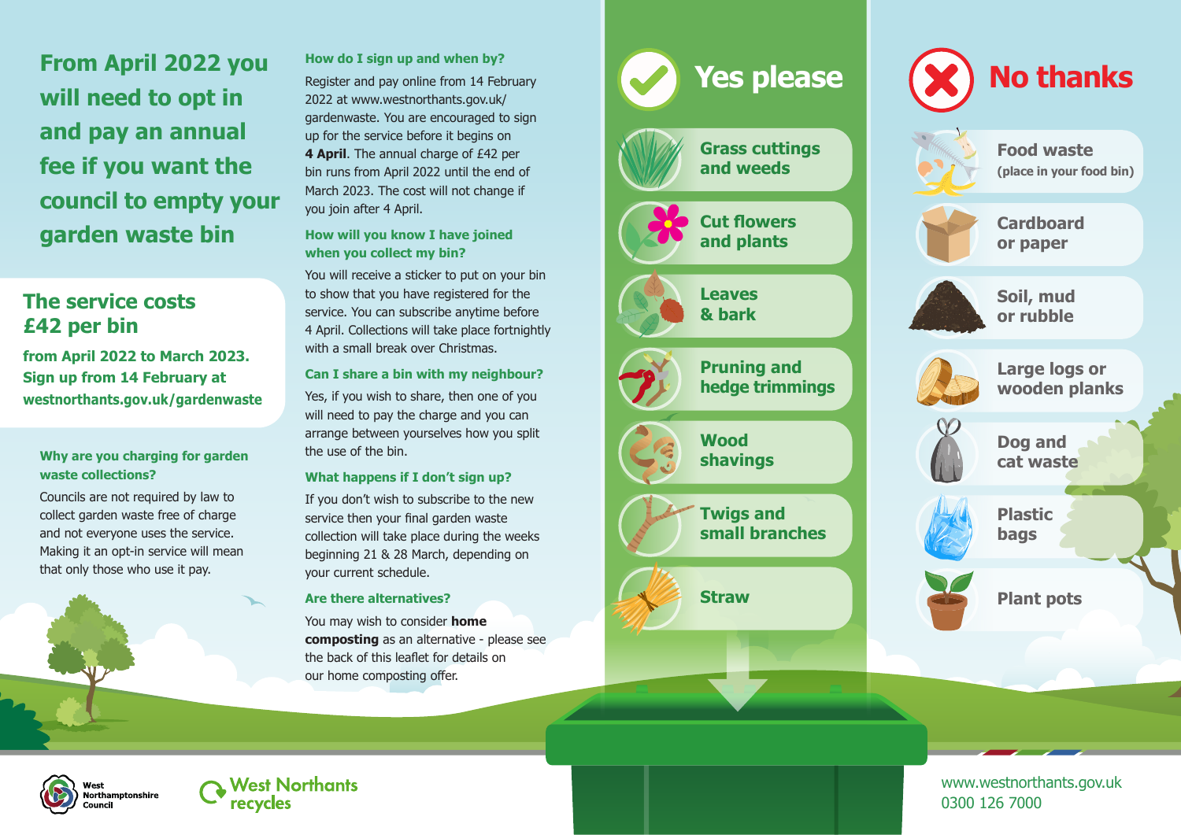# From April 2022 you will need to opt in and pay an annual fee if you want the council to empty your garden waste bin

## The service costs £42 per bin

**from April 2022 to March 2023. Sign up from 14 February at westnorthants.gov.uk/gardenwaste**

### Why are you charging for garden waste collections?

Councils are not required by law to collect garden waste free of charge and not everyone uses the service. Making it an opt-in service will mean that only those who use it pay.

### How do I sign up and when by?

Register and pay online from 14 February 2022 at www.westnorthants.gov.uk/gardenwaste. You are encouraged to sign up for the service before it begins on **4 April**. The annual charge of £42 per bin runs from April 2022 until the end of March 2023. The cost will not change if you join after 4 April.

### How will you know I have joined when you collect my bin?

You will receive a sticker to put on your bin to show that you have registered for the service. You can subscribe anytime before 4 April. Collections will take place fortnightly with a small break over Christmas.

### Can I share a bin with my neighbour?

Yes, if you wish to share, then one of you will need to pay the charge and you can arrange between yourselves how you split the use of the bin.

### What happens if I don't sign up?

If you don't wish to subscribe to the new service then your final garden waste collection will take place during the weeks beginning 21 & 28 March, depending on your current schedule.

### Are there alternatives?

You may wish to consider **home composting** as an alternative - please see the back of this leaflet for details on our home composting offer.

## Yes please

- Grass cuttings and weeds
- Cut flowers and plants
- Leaves & bark
- Pruning and hedge trimmings
- Wood shavings
- Twigs and small branches
- Straw

## No thanks

- Food waste (place in your food bin)
- Cardboard or paper
- Soil, mud or rubble
- Large logs or wooden planks
- Dog and cat waste
- Plastic bags
- Plant pots

West Northamptonshire Council

West Northants recycles

www.westnorthants.gov.uk
0300 126 7000